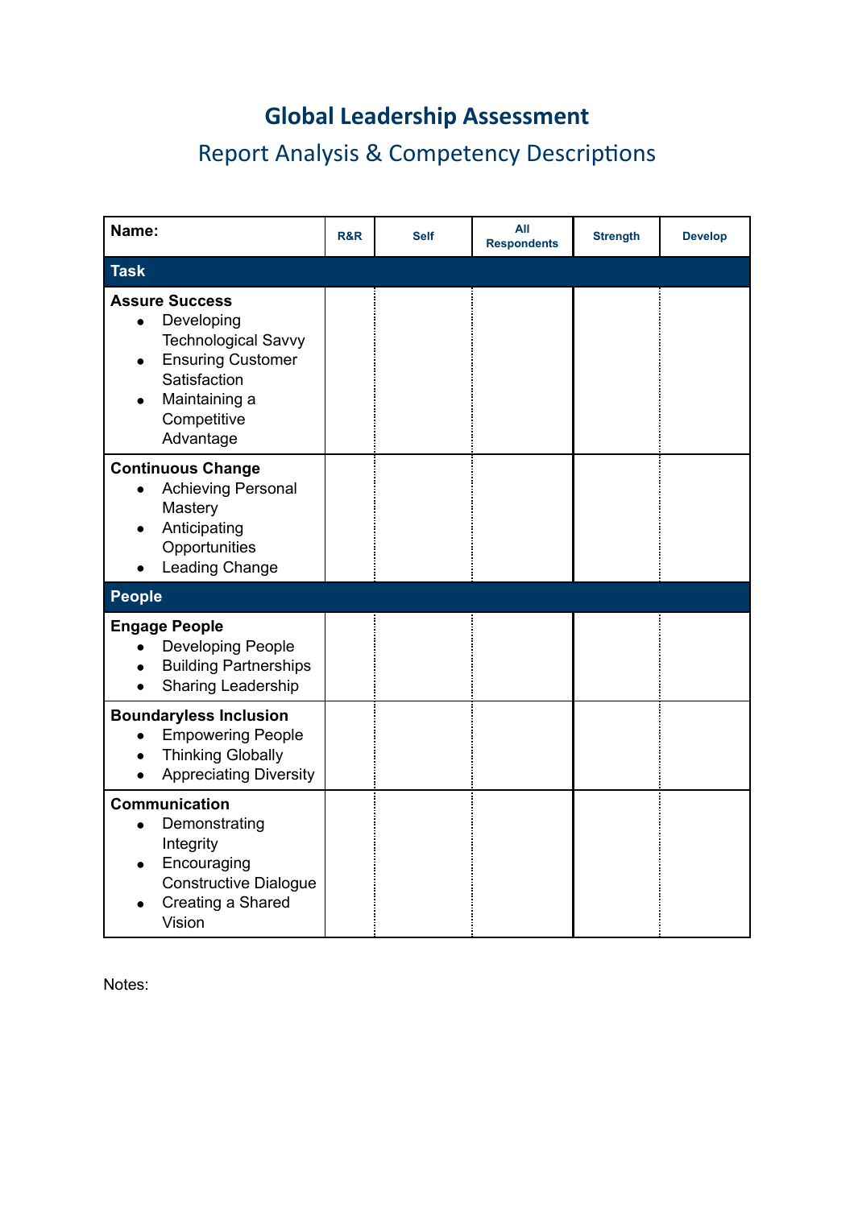# Global Leadership Assessment

## Report Analysis & Competency Descriptions

| Name: | R&R | Self | All Respondents | Strength | Develop |
|---|---|---|---|---|---|
| **Task** | | | | | |
| **Assure Success**<br>• Developing Technological Savvy<br>• Ensuring Customer Satisfaction<br>• Maintaining a Competitive Advantage | | | | | |
| **Continuous Change**<br>• Achieving Personal Mastery<br>• Anticipating Opportunities<br>• Leading Change | | | | | |
| **People** | | | | | |
| **Engage People**<br>• Developing People<br>• Building Partnerships<br>• Sharing Leadership | | | | | |
| **Boundaryless Inclusion**<br>• Empowering People<br>• Thinking Globally<br>• Appreciating Diversity | | | | | |
| **Communication**<br>• Demonstrating Integrity<br>• Encouraging Constructive Dialogue<br>• Creating a Shared Vision | | | | | |

Notes: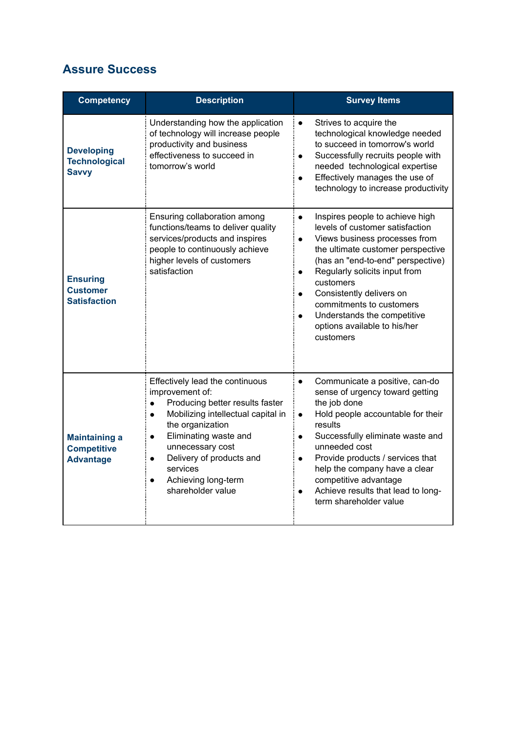## Assure Success

| Competency | Description | Survey Items |
|---|---|---|
| **Developing Technological Savvy** | Understanding how the application of technology will increase people productivity and business effectiveness to succeed in tomorrow's world | • Strives to acquire the technological knowledge needed to succeed in tomorrow's world<br>• Successfully recruits people with needed technological expertise<br>• Effectively manages the use of technology to increase productivity |
| **Ensuring Customer Satisfaction** | Ensuring collaboration among functions/teams to deliver quality services/products and inspires people to continuously achieve higher levels of customers satisfaction | • Inspires people to achieve high levels of customer satisfaction<br>• Views business processes from the ultimate customer perspective (has an "end-to-end" perspective)<br>• Regularly solicits input from customers<br>• Consistently delivers on commitments to customers<br>• Understands the competitive options available to his/her customers |
| **Maintaining a Competitive Advantage** | Effectively lead the continuous improvement of:<br>• Producing better results faster<br>• Mobilizing intellectual capital in the organization<br>• Eliminating waste and unnecessary cost<br>• Delivery of products and services<br>• Achieving long-term shareholder value | • Communicate a positive, can-do sense of urgency toward getting the job done<br>• Hold people accountable for their results<br>• Successfully eliminate waste and unneeded cost<br>• Provide products / services that help the company have a clear competitive advantage<br>• Achieve results that lead to long-term shareholder value |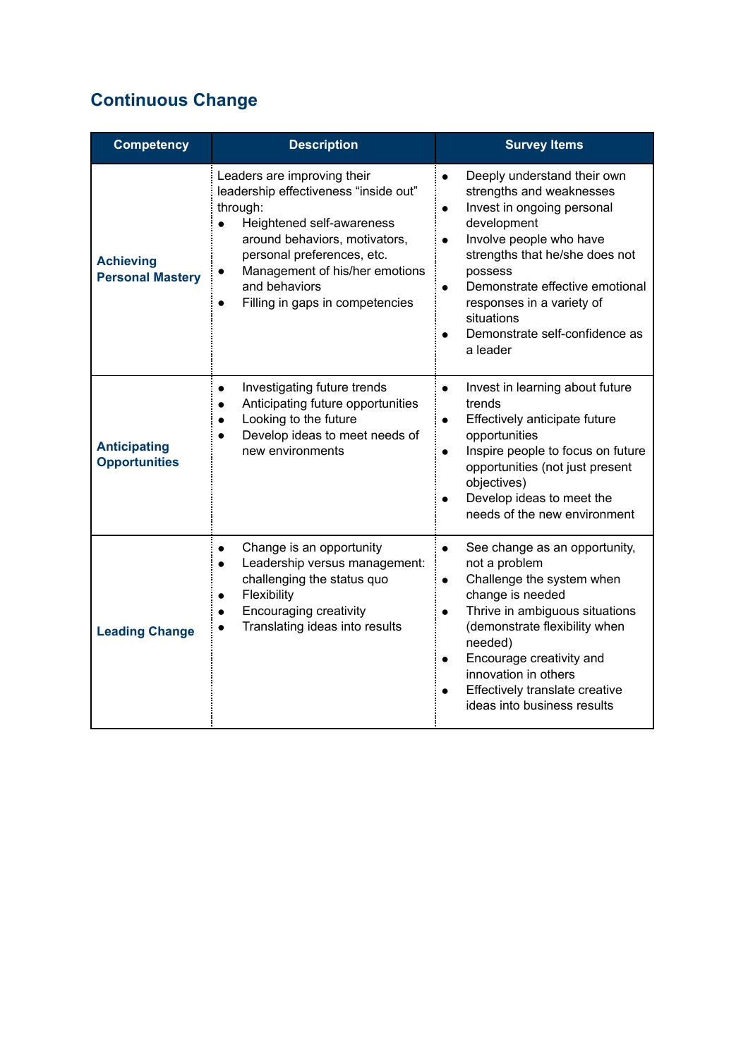## Continuous Change

| Competency | Description | Survey Items |
| --- | --- | --- |
| **Achieving Personal Mastery** | Leaders are improving their leadership effectiveness "inside out" through:<br>• Heightened self-awareness around behaviors, motivators, personal preferences, etc.<br>• Management of his/her emotions and behaviors<br>• Filling in gaps in competencies | • Deeply understand their own strengths and weaknesses<br>• Invest in ongoing personal development<br>• Involve people who have strengths that he/she does not possess<br>• Demonstrate effective emotional responses in a variety of situations<br>• Demonstrate self-confidence as a leader |
| **Anticipating Opportunities** | • Investigating future trends<br>• Anticipating future opportunities<br>• Looking to the future<br>• Develop ideas to meet needs of new environments | • Invest in learning about future trends<br>• Effectively anticipate future opportunities<br>• Inspire people to focus on future opportunities (not just present objectives)<br>• Develop ideas to meet the needs of the new environment |
| **Leading Change** | • Change is an opportunity<br>• Leadership versus management: challenging the status quo<br>• Flexibility<br>• Encouraging creativity<br>• Translating ideas into results | • See change as an opportunity, not a problem<br>• Challenge the system when change is needed<br>• Thrive in ambiguous situations (demonstrate flexibility when needed)<br>• Encourage creativity and innovation in others<br>• Effectively translate creative ideas into business results |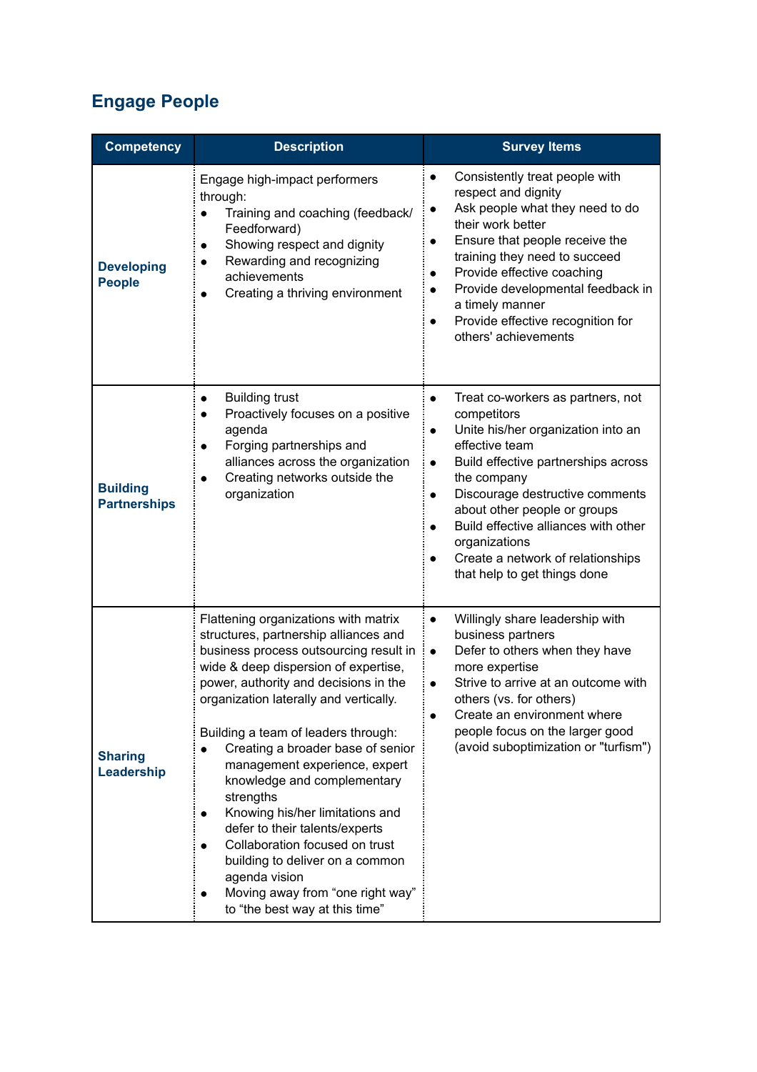## Engage People

| Competency | Description | Survey Items |
|---|---|---|
| **Developing People** | Engage high-impact performers through:<br>• Training and coaching (feedback/ Feedforward)<br>• Showing respect and dignity<br>• Rewarding and recognizing achievements<br>• Creating a thriving environment | • Consistently treat people with respect and dignity<br>• Ask people what they need to do their work better<br>• Ensure that people receive the training they need to succeed<br>• Provide effective coaching<br>• Provide developmental feedback in a timely manner<br>• Provide effective recognition for others' achievements |
| **Building Partnerships** | • Building trust<br>• Proactively focuses on a positive agenda<br>• Forging partnerships and alliances across the organization<br>• Creating networks outside the organization | • Treat co-workers as partners, not competitors<br>• Unite his/her organization into an effective team<br>• Build effective partnerships across the company<br>• Discourage destructive comments about other people or groups<br>• Build effective alliances with other organizations<br>• Create a network of relationships that help to get things done |
| **Sharing Leadership** | Flattening organizations with matrix structures, partnership alliances and business process outsourcing result in wide & deep dispersion of expertise, power, authority and decisions in the organization laterally and vertically.<br><br>Building a team of leaders through:<br>• Creating a broader base of senior management experience, expert knowledge and complementary strengths<br>• Knowing his/her limitations and defer to their talents/experts<br>• Collaboration focused on trust building to deliver on a common agenda vision<br>• Moving away from "one right way" to "the best way at this time" | • Willingly share leadership with business partners<br>• Defer to others when they have more expertise<br>• Strive to arrive at an outcome with others (vs. for others)<br>• Create an environment where people focus on the larger good (avoid suboptimization or "turfism") |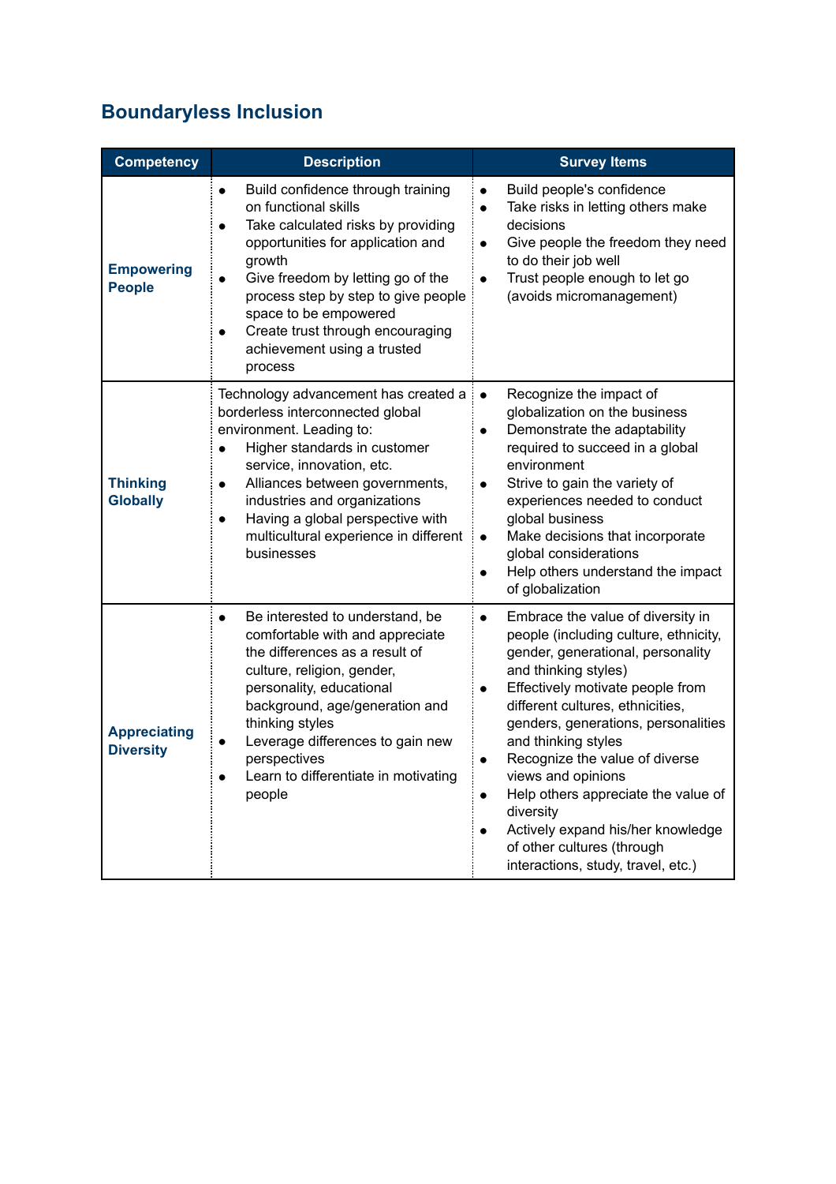## Boundaryless Inclusion

| Competency | Description | Survey Items |
| --- | --- | --- |
| **Empowering People** | • Build confidence through training on functional skills<br>• Take calculated risks by providing opportunities for application and growth<br>• Give freedom by letting go of the process step by step to give people space to be empowered<br>• Create trust through encouraging achievement using a trusted process | • Build people's confidence<br>• Take risks in letting others make decisions<br>• Give people the freedom they need to do their job well<br>• Trust people enough to let go (avoids micromanagement) |
| **Thinking Globally** | Technology advancement has created a borderless interconnected global environment. Leading to:<br>• Higher standards in customer service, innovation, etc.<br>• Alliances between governments, industries and organizations<br>• Having a global perspective with multicultural experience in different businesses | • Recognize the impact of globalization on the business<br>• Demonstrate the adaptability required to succeed in a global environment<br>• Strive to gain the variety of experiences needed to conduct global business<br>• Make decisions that incorporate global considerations<br>• Help others understand the impact of globalization |
| **Appreciating Diversity** | • Be interested to understand, be comfortable with and appreciate the differences as a result of culture, religion, gender, personality, educational background, age/generation and thinking styles<br>• Leverage differences to gain new perspectives<br>• Learn to differentiate in motivating people | • Embrace the value of diversity in people (including culture, ethnicity, gender, generational, personality and thinking styles)<br>• Effectively motivate people from different cultures, ethnicities, genders, generations, personalities and thinking styles<br>• Recognize the value of diverse views and opinions<br>• Help others appreciate the value of diversity<br>• Actively expand his/her knowledge of other cultures (through interactions, study, travel, etc.) |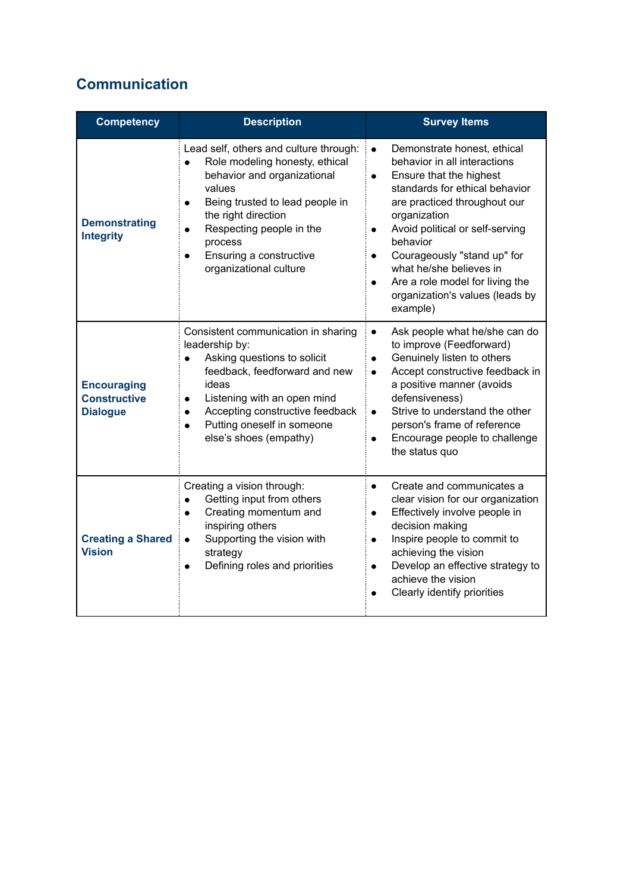## Communication

| Competency | Description | Survey Items |
|---|---|---|
| **Demonstrating Integrity** | Lead self, others and culture through:<br>• Role modeling honesty, ethical behavior and organizational values<br>• Being trusted to lead people in the right direction<br>• Respecting people in the process<br>• Ensuring a constructive organizational culture | • Demonstrate honest, ethical behavior in all interactions<br>• Ensure that the highest standards for ethical behavior are practiced throughout our organization<br>• Avoid political or self-serving behavior<br>• Courageously "stand up" for what he/she believes in<br>• Are a role model for living the organization's values (leads by example) |
| **Encouraging Constructive Dialogue** | Consistent communication in sharing leadership by:<br>• Asking questions to solicit feedback, feedforward and new ideas<br>• Listening with an open mind<br>• Accepting constructive feedback<br>• Putting oneself in someone else's shoes (empathy) | • Ask people what he/she can do to improve (Feedforward)<br>• Genuinely listen to others<br>• Accept constructive feedback in a positive manner (avoids defensiveness)<br>• Strive to understand the other person's frame of reference<br>• Encourage people to challenge the status quo |
| **Creating a Shared Vision** | Creating a vision through:<br>• Getting input from others<br>• Creating momentum and inspiring others<br>• Supporting the vision with strategy<br>• Defining roles and priorities | • Create and communicates a clear vision for our organization<br>• Effectively involve people in decision making<br>• Inspire people to commit to achieving the vision<br>• Develop an effective strategy to achieve the vision<br>• Clearly identify priorities |